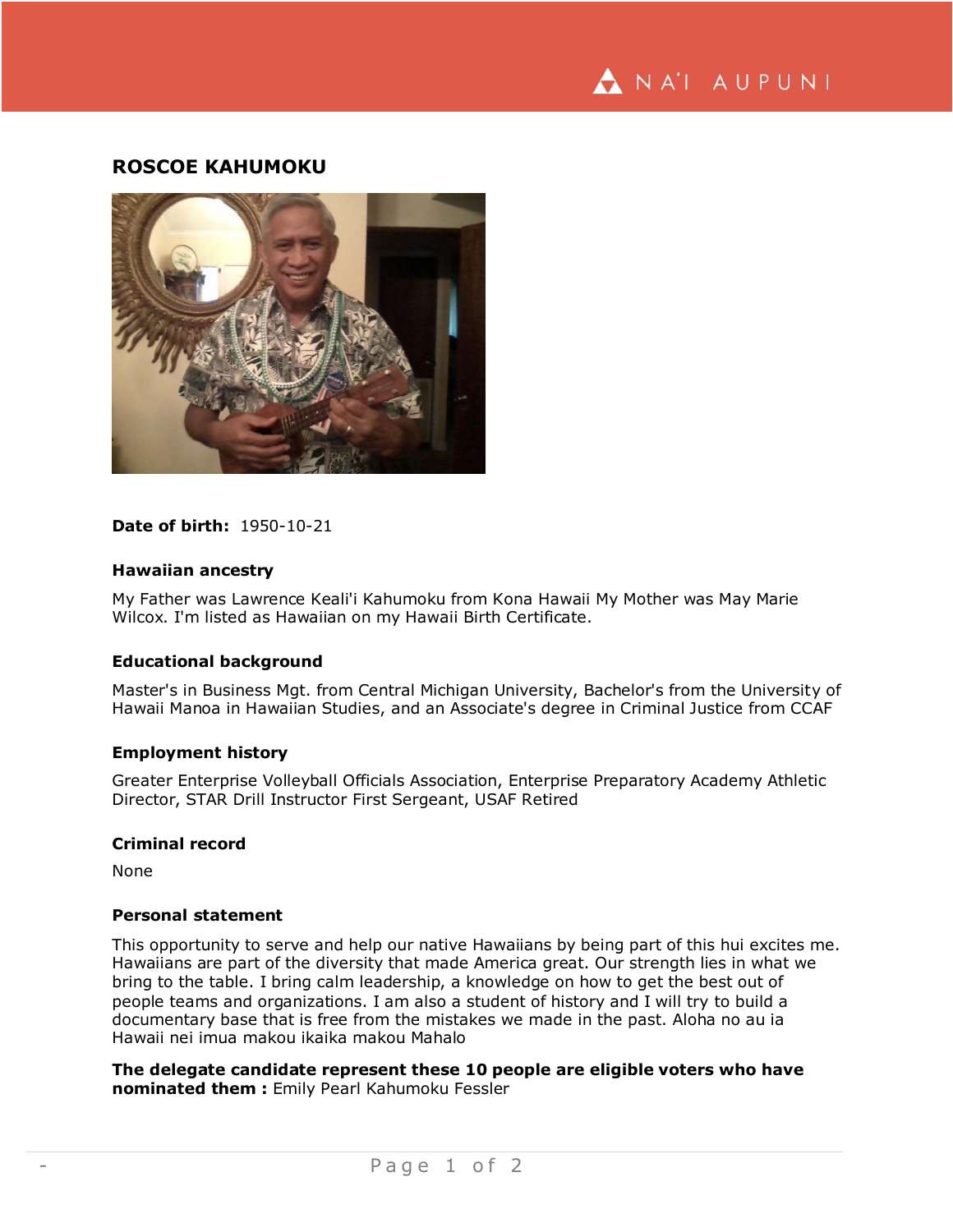# ROSCOE KAHUMOKU

**Date of birth:** 1950-10-21

### Hawaiian ancestry

My Father was Lawrence Keali'i Kahumoku from Kona Hawaii My Mother was May Marie Wilcox. I'm listed as Hawaiian on my Hawaii Birth Certificate.

### Educational background

Master's in Business Mgt. from Central Michigan University, Bachelor's from the University of Hawaii Manoa in Hawaiian Studies, and an Associate's degree in Criminal Justice from CCAF

### Employment history

Greater Enterprise Volleyball Officials Association, Enterprise Preparatory Academy Athletic Director, STAR Drill Instructor First Sergeant, USAF Retired

### Criminal record

None

### Personal statement

This opportunity to serve and help our native Hawaiians by being part of this hui excites me. Hawaiians are part of the diversity that made America great. Our strength lies in what we bring to the table. I bring calm leadership, a knowledge on how to get the best out of people teams and organizations. I am also a student of history and I will try to build a documentary base that is free from the mistakes we made in the past. Aloha no au ia Hawaii nei imua makou ikaika makou Mahalo

**The delegate candidate represent these 10 people are eligible voters who have nominated them :** Emily Pearl Kahumoku Fessler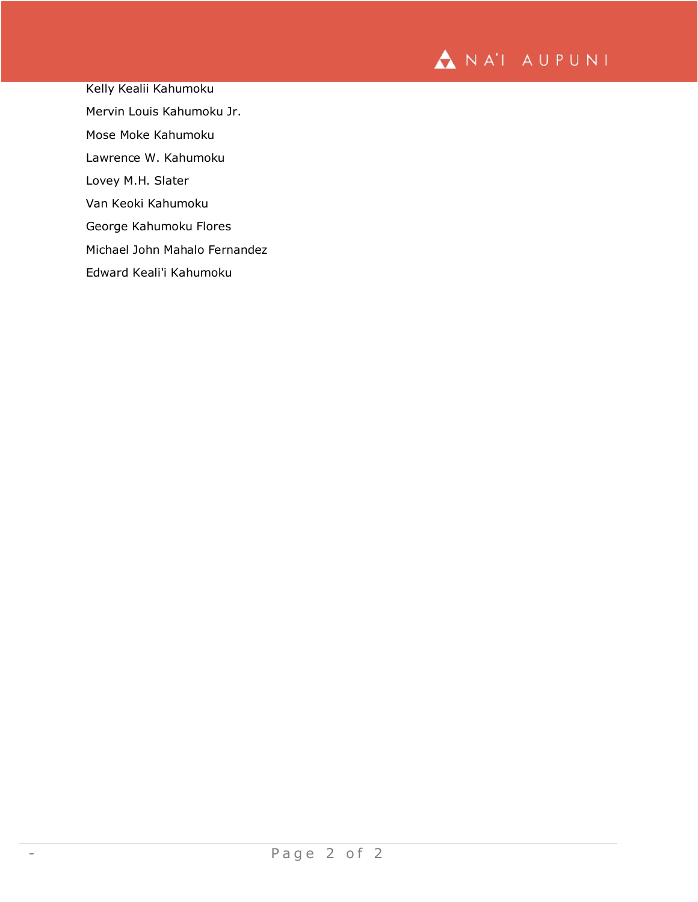Kelly Kealii Kahumoku

Mervin Louis Kahumoku Jr.

Mose Moke Kahumoku

Lawrence W. Kahumoku

Lovey M.H. Slater

Van Keoki Kahumoku

George Kahumoku Flores

Michael John Mahalo Fernandez

Edward Keali'i Kahumoku